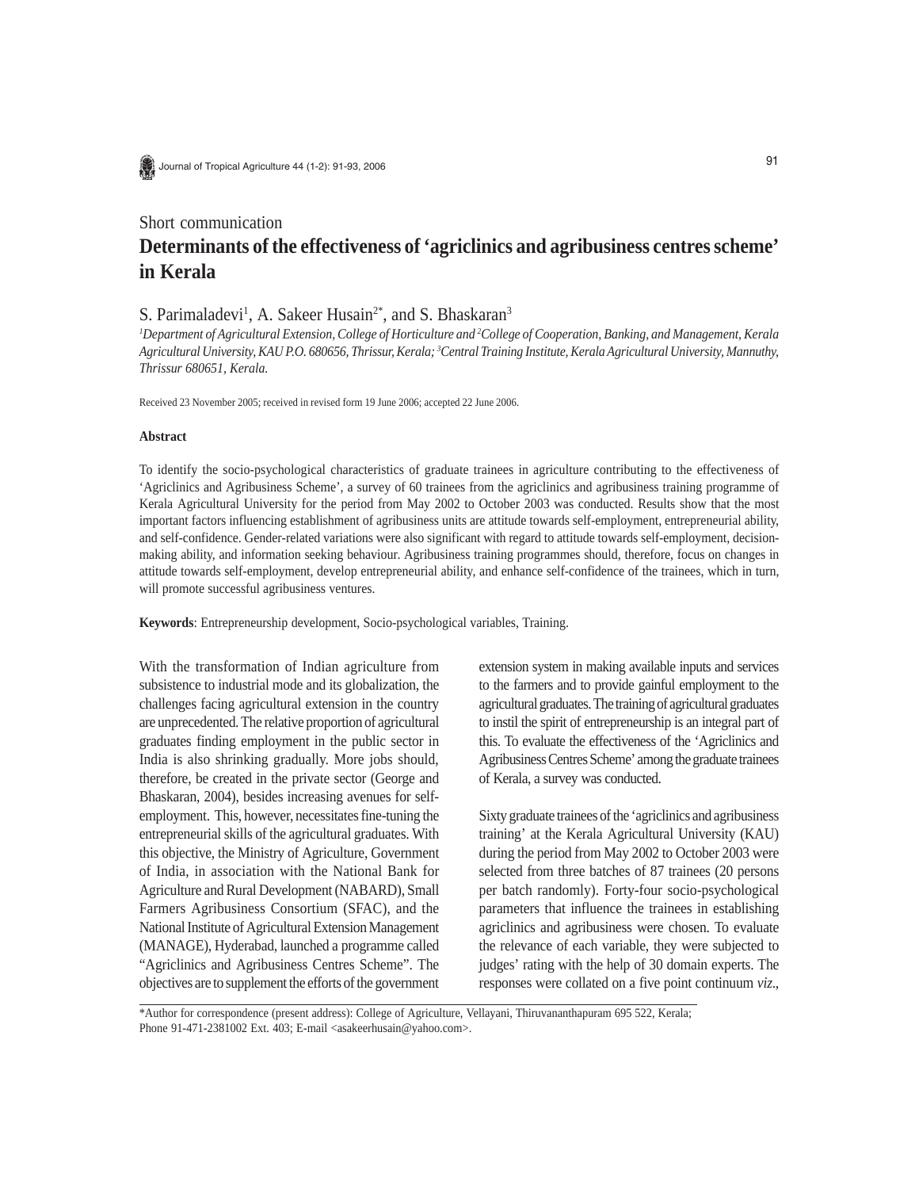Short communication

# Determinants of the effectiveness of 'agriclinics and agribusiness centres scheme' in Kerala

S. Parimaladevi[1], A. Sakeer Husain[2*], and S. Bhaskaran[3]

*[1]Department of Agricultural Extension, College of Horticulture and [2]College of Cooperation, Banking, and Management, Kerala Agricultural University, KAU P.O. 680656, Thrissur, Kerala; [3]Central Training Institute, Kerala Agricultural University, Mannuthy, Thrissur 680651, Kerala.*

Received 23 November 2005; received in revised form 19 June 2006; accepted 22 June 2006.

## Abstract

To identify the socio-psychological characteristics of graduate trainees in agriculture contributing to the effectiveness of 'Agriclinics and Agribusiness Scheme', a survey of 60 trainees from the agriclinics and agribusiness training programme of Kerala Agricultural University for the period from May 2002 to October 2003 was conducted. Results show that the most important factors influencing establishment of agribusiness units are attitude towards self-employment, entrepreneurial ability, and self-confidence. Gender-related variations were also significant with regard to attitude towards self-employment, decision-making ability, and information seeking behaviour. Agribusiness training programmes should, therefore, focus on changes in attitude towards self-employment, develop entrepreneurial ability, and enhance self-confidence of the trainees, which in turn, will promote successful agribusiness ventures.

**Keywords**: Entrepreneurship development, Socio-psychological variables, Training.

With the transformation of Indian agriculture from subsistence to industrial mode and its globalization, the challenges facing agricultural extension in the country are unprecedented. The relative proportion of agricultural graduates finding employment in the public sector in India is also shrinking gradually. More jobs should, therefore, be created in the private sector (George and Bhaskaran, 2004), besides increasing avenues for self-employment. This, however, necessitates fine-tuning the entrepreneurial skills of the agricultural graduates. With this objective, the Ministry of Agriculture, Government of India, in association with the National Bank for Agriculture and Rural Development (NABARD), Small Farmers Agribusiness Consortium (SFAC), and the National Institute of Agricultural Extension Management (MANAGE), Hyderabad, launched a programme called "Agriclinics and Agribusiness Centres Scheme". The objectives are to supplement the efforts of the government extension system in making available inputs and services to the farmers and to provide gainful employment to the agricultural graduates. The training of agricultural graduates to instil the spirit of entrepreneurship is an integral part of this. To evaluate the effectiveness of the 'Agriclinics and Agribusiness Centres Scheme' among the graduate trainees of Kerala, a survey was conducted.

Sixty graduate trainees of the 'agriclinics and agribusiness training' at the Kerala Agricultural University (KAU) during the period from May 2002 to October 2003 were selected from three batches of 87 trainees (20 persons per batch randomly). Forty-four socio-psychological parameters that influence the trainees in establishing agriclinics and agribusiness were chosen. To evaluate the relevance of each variable, they were subjected to judges' rating with the help of 30 domain experts. The responses were collated on a five point continuum *viz*.,

*Author for correspondence (present address): College of Agriculture, Vellayani, Thiruvananthapuram 695 522, Kerala; Phone 91-471-2381002 Ext. 403; E-mail <asakeerhusain@yahoo.com>.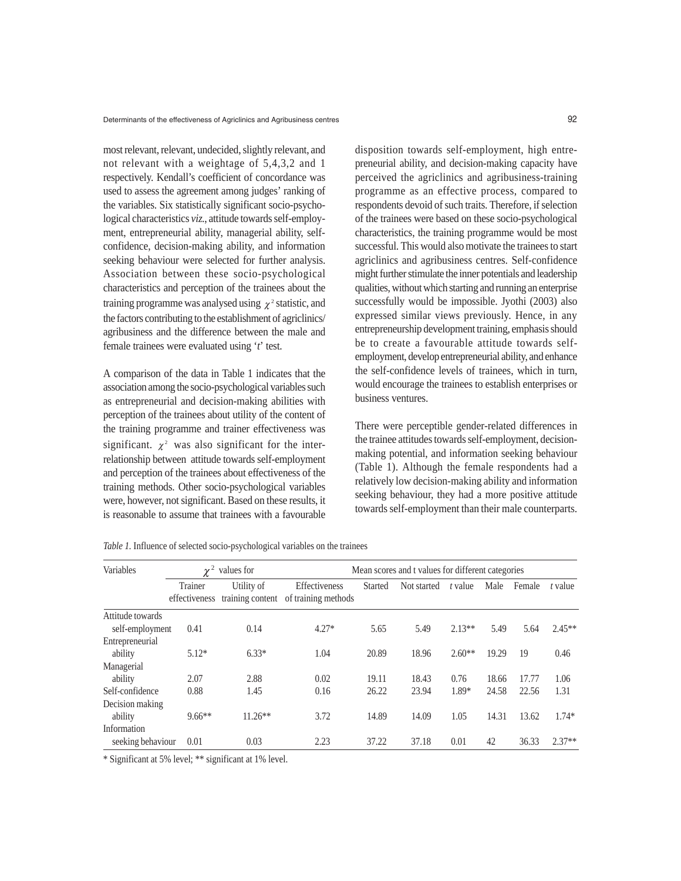most relevant, relevant, undecided, slightly relevant, and not relevant with a weightage of 5,4,3,2 and 1 respectively. Kendall's coefficient of concordance was used to assess the agreement among judges' ranking of the variables. Six statistically significant socio-psychological characteristics *viz.*, attitude towards self-employment, entrepreneurial ability, managerial ability, self-confidence, decision-making ability, and information seeking behaviour were selected for further analysis. Association between these socio-psychological characteristics and perception of the trainees about the training programme was analysed using $\chi^2$ statistic, and the factors contributing to the establishment of agriclinics/agribusiness and the difference between the male and female trainees were evaluated using '*t*' test.

A comparison of the data in Table 1 indicates that the association among the socio-psychological variables such as entrepreneurial and decision-making abilities with perception of the trainees about utility of the content of the training programme and trainer effectiveness was significant. $\chi^2$ was also significant for the inter-relationship between attitude towards self-employment and perception of the trainees about effectiveness of the training methods. Other socio-psychological variables were, however, not significant. Based on these results, it is reasonable to assume that trainees with a favourable disposition towards self-employment, high entrepreneurial ability, and decision-making capacity have perceived the agriclinics and agribusiness-training programme as an effective process, compared to respondents devoid of such traits. Therefore, if selection of the trainees were based on these socio-psychological characteristics, the training programme would be most successful. This would also motivate the trainees to start agriclinics and agribusiness centres. Self-confidence might further stimulate the inner potentials and leadership qualities, without which starting and running an enterprise successfully would be impossible. Jyothi (2003) also expressed similar views previously. Hence, in any entrepreneurship development training, emphasis should be to create a favourable attitude towards self-employment, develop entrepreneurial ability, and enhance the self-confidence levels of trainees, which in turn, would encourage the trainees to establish enterprises or business ventures.

There were perceptible gender-related differences in the trainee attitudes towards self-employment, decision-making potential, and information seeking behaviour (Table 1). Although the female respondents had a relatively low decision-making ability and information seeking behaviour, they had a more positive attitude towards self-employment than their male counterparts.

*Table 1.* Influence of selected socio-psychological variables on the trainees

| Variables | $\chi^2$ values for | | | Mean scores and t values for different categories | | | | | |
|---|---|---|---|---|---|---|---|---|---|
| | Trainer effectiveness | Utility of training content | Effectiveness of training methods | Started | Not started | *t* value | Male | Female | *t* value |
| Attitude towards self-employment | 0.41 | 0.14 | 4.27* | 5.65 | 5.49 | 2.13** | 5.49 | 5.64 | 2.45** |
| Entrepreneurial ability | 5.12* | 6.33* | 1.04 | 20.89 | 18.96 | 2.60** | 19.29 | 19 | 0.46 |
| Managerial ability | 2.07 | 2.88 | 0.02 | 19.11 | 18.43 | 0.76 | 18.66 | 17.77 | 1.06 |
| Self-confidence | 0.88 | 1.45 | 0.16 | 26.22 | 23.94 | 1.89* | 24.58 | 22.56 | 1.31 |
| Decision making ability | 9.66** | 11.26** | 3.72 | 14.89 | 14.09 | 1.05 | 14.31 | 13.62 | 1.74* |
| Information seeking behaviour | 0.01 | 0.03 | 2.23 | 37.22 | 37.18 | 0.01 | 42 | 36.33 | 2.37** |

* Significant at 5% level; ** significant at 1% level.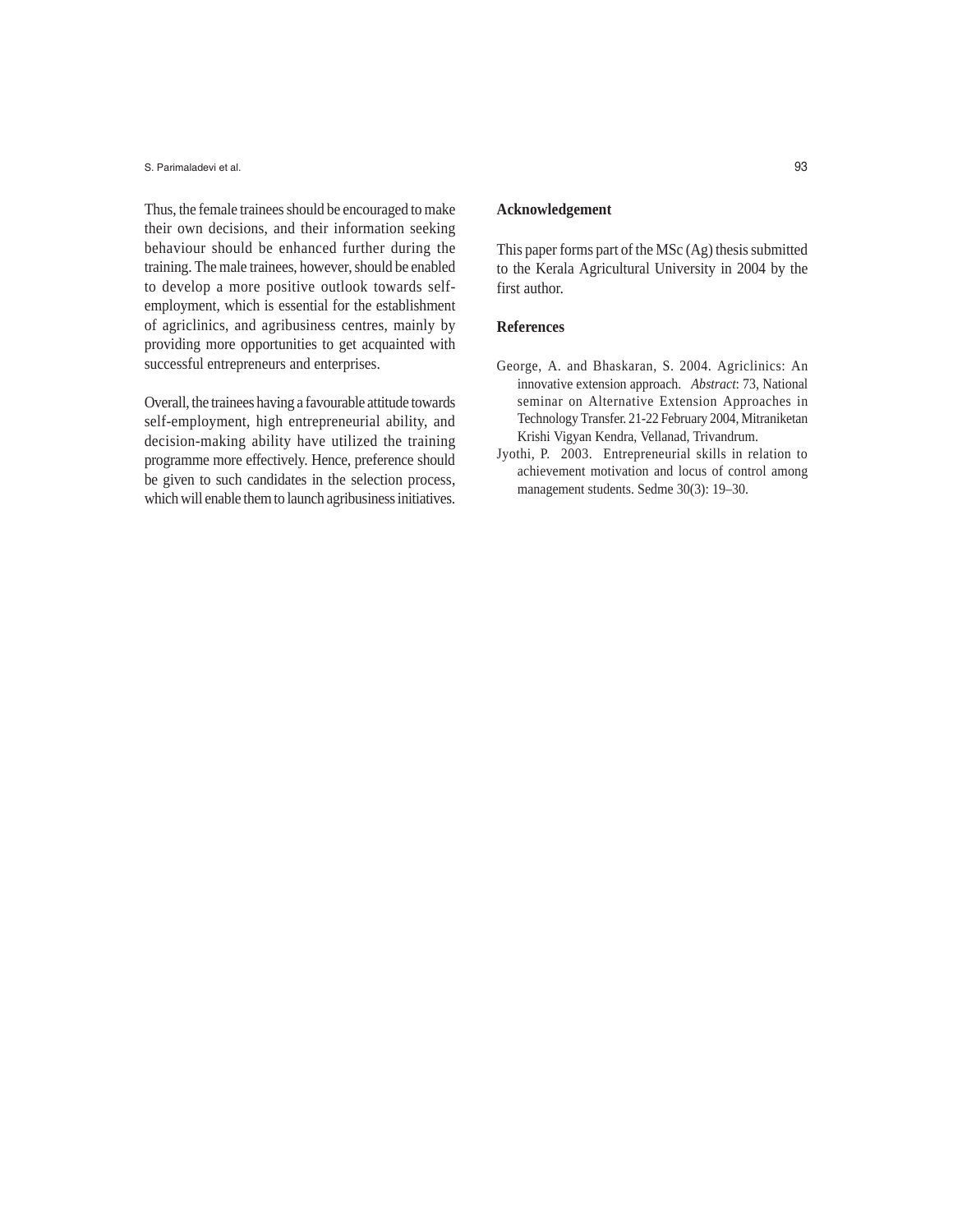Thus, the female trainees should be encouraged to make their own decisions, and their information seeking behaviour should be enhanced further during the training. The male trainees, however, should be enabled to develop a more positive outlook towards self-employment, which is essential for the establishment of agriclinics, and agribusiness centres, mainly by providing more opportunities to get acquainted with successful entrepreneurs and enterprises.

Overall, the trainees having a favourable attitude towards self-employment, high entrepreneurial ability, and decision-making ability have utilized the training programme more effectively. Hence, preference should be given to such candidates in the selection process, which will enable them to launch agribusiness initiatives.

## Acknowledgement

This paper forms part of the MSc (Ag) thesis submitted to the Kerala Agricultural University in 2004 by the first author.

## References

George, A. and Bhaskaran, S. 2004. Agriclinics: An innovative extension approach. *Abstract*: 73, National seminar on Alternative Extension Approaches in Technology Transfer. 21-22 February 2004, Mitraniketan Krishi Vigyan Kendra, Vellanad, Trivandrum.

Jyothi, P. 2003. Entrepreneurial skills in relation to achievement motivation and locus of control among management students. Sedme 30(3): 19–30.